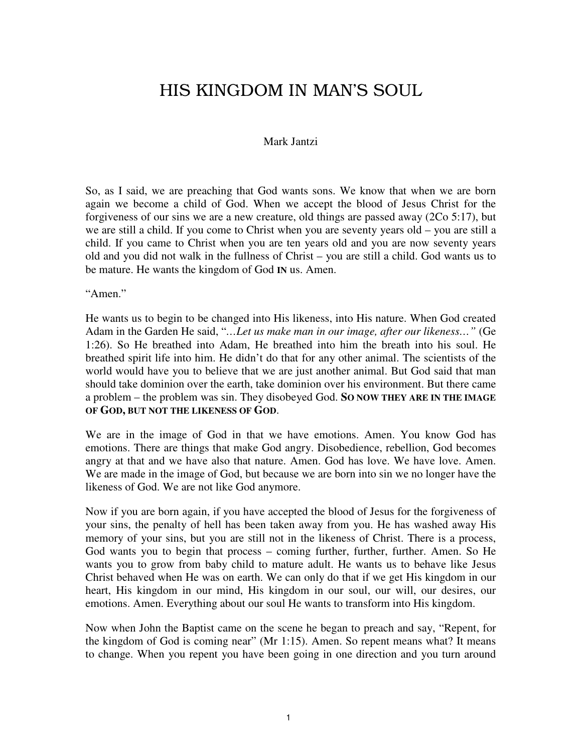# HIS KINGDOM IN MAN'S SOUL

Mark Jantzi

So, as I said, we are preaching that God wants sons. We know that when we are born again we become a child of God. When we accept the blood of Jesus Christ for the forgiveness of our sins we are a new creature, old things are passed away (2Co 5:17), but we are still a child. If you come to Christ when you are seventy years old – you are still a child. If you came to Christ when you are ten years old and you are now seventy years old and you did not walk in the fullness of Christ – you are still a child. God wants us to be mature. He wants the kingdom of God **IN** us. Amen.

"Amen."

He wants us to begin to be changed into His likeness, into His nature. When God created Adam in the Garden He said, "*…Let us make man in our image, after our likeness…"* (Ge 1:26). So He breathed into Adam, He breathed into him the breath into his soul. He breathed spirit life into him. He didn't do that for any other animal. The scientists of the world would have you to believe that we are just another animal. But God said that man should take dominion over the earth, take dominion over his environment. But there came a problem – the problem was sin. They disobeyed God. **SO NOW THEY ARE IN THE IMAGE OF GOD, BUT NOT THE LIKENESS OF GOD**.

We are in the image of God in that we have emotions. Amen. You know God has emotions. There are things that make God angry. Disobedience, rebellion, God becomes angry at that and we have also that nature. Amen. God has love. We have love. Amen. We are made in the image of God, but because we are born into sin we no longer have the likeness of God. We are not like God anymore.

Now if you are born again, if you have accepted the blood of Jesus for the forgiveness of your sins, the penalty of hell has been taken away from you. He has washed away His memory of your sins, but you are still not in the likeness of Christ. There is a process, God wants you to begin that process – coming further, further, further. Amen. So He wants you to grow from baby child to mature adult. He wants us to behave like Jesus Christ behaved when He was on earth. We can only do that if we get His kingdom in our heart, His kingdom in our mind, His kingdom in our soul, our will, our desires, our emotions. Amen. Everything about our soul He wants to transform into His kingdom.

Now when John the Baptist came on the scene he began to preach and say, "Repent, for the kingdom of God is coming near" (Mr 1:15). Amen. So repent means what? It means to change. When you repent you have been going in one direction and you turn around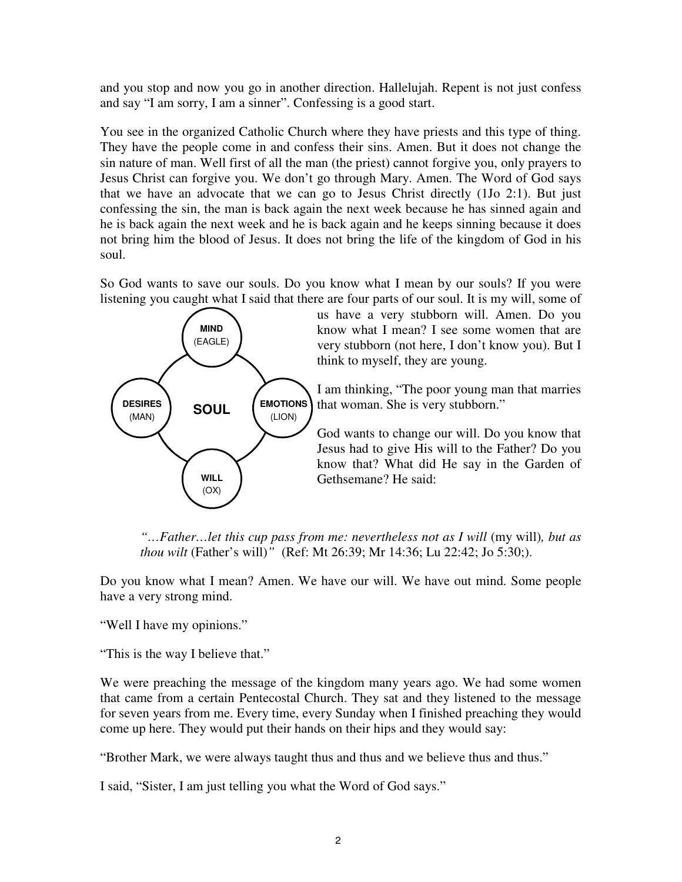and you stop and now you go in another direction. Hallelujah. Repent is not just confess and say "I am sorry, I am a sinner". Confessing is a good start.

You see in the organized Catholic Church where they have priests and this type of thing. They have the people come in and confess their sins. Amen. But it does not change the sin nature of man. Well first of all the man (the priest) cannot forgive you, only prayers to Jesus Christ can forgive you. We don't go through Mary. Amen. The Word of God says that we have an advocate that we can go to Jesus Christ directly (1Jo 2:1). But just confessing the sin, the man is back again the next week because he has sinned again and he is back again the next week and he is back again and he keeps sinning because it does not bring him the blood of Jesus. It does not bring the life of the kingdom of God in his soul.

So God wants to save our souls. Do you know what I mean by our souls? If you were listening you caught what I said that there are four parts of our soul. It is my will, some of us have a very stubborn will. Amen. Do you know what I mean? I see some women that are very stubborn (not here, I don't know you). But I think to myself, they are young.

MIND (EAGLE)
DESIRES (MAN) — SOUL — EMOTIONS (LION)
WILL (OX)

I am thinking, "The poor young man that marries that woman. She is very stubborn."

God wants to change our will. Do you know that Jesus had to give His will to the Father? Do you know that? What did He say in the Garden of Gethsemane? He said:

> *"…Father…let this cup pass from me: nevertheless not as I will* (my will)*, but as thou wilt* (Father's will)*"* (Ref: Mt 26:39; Mr 14:36; Lu 22:42; Jo 5:30;).

Do you know what I mean? Amen. We have our will. We have out mind. Some people have a very strong mind.

"Well I have my opinions."

"This is the way I believe that."

We were preaching the message of the kingdom many years ago. We had some women that came from a certain Pentecostal Church. They sat and they listened to the message for seven years from me. Every time, every Sunday when I finished preaching they would come up here. They would put their hands on their hips and they would say:

"Brother Mark, we were always taught thus and thus and we believe thus and thus."

I said, "Sister, I am just telling you what the Word of God says."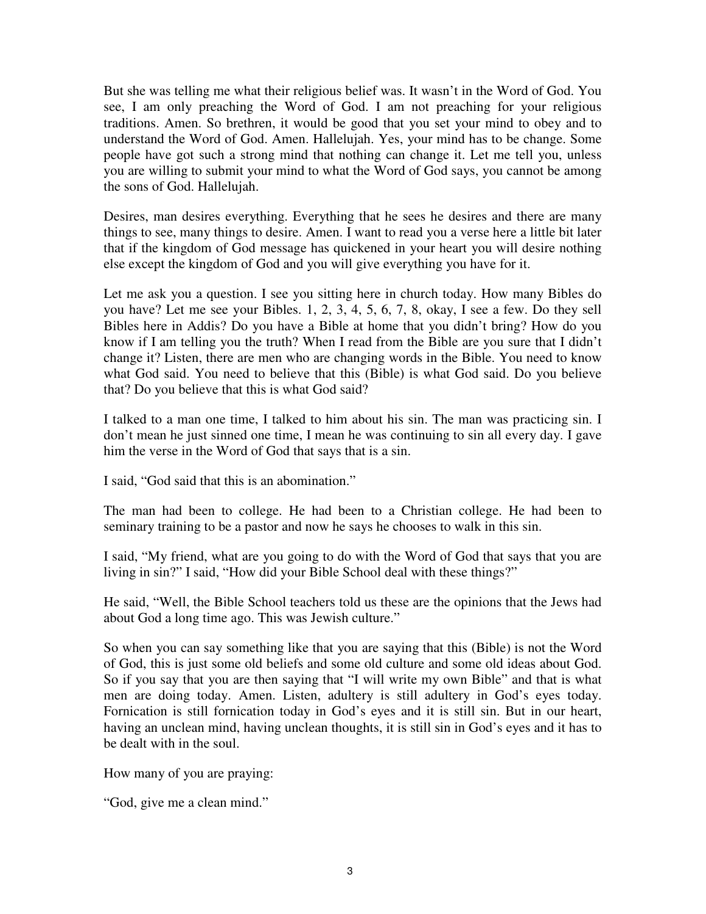But she was telling me what their religious belief was. It wasn’t in the Word of God. You see, I am only preaching the Word of God. I am not preaching for your religious traditions. Amen. So brethren, it would be good that you set your mind to obey and to understand the Word of God. Amen. Hallelujah. Yes, your mind has to be change. Some people have got such a strong mind that nothing can change it. Let me tell you, unless you are willing to submit your mind to what the Word of God says, you cannot be among the sons of God. Hallelujah.

Desires, man desires everything. Everything that he sees he desires and there are many things to see, many things to desire. Amen. I want to read you a verse here a little bit later that if the kingdom of God message has quickened in your heart you will desire nothing else except the kingdom of God and you will give everything you have for it.

Let me ask you a question. I see you sitting here in church today. How many Bibles do you have? Let me see your Bibles. 1, 2, 3, 4, 5, 6, 7, 8, okay, I see a few. Do they sell Bibles here in Addis? Do you have a Bible at home that you didn’t bring? How do you know if I am telling you the truth? When I read from the Bible are you sure that I didn’t change it? Listen, there are men who are changing words in the Bible. You need to know what God said. You need to believe that this (Bible) is what God said. Do you believe that? Do you believe that this is what God said?

I talked to a man one time, I talked to him about his sin. The man was practicing sin. I don’t mean he just sinned one time, I mean he was continuing to sin all every day. I gave him the verse in the Word of God that says that is a sin.

I said, “God said that this is an abomination.”

The man had been to college. He had been to a Christian college. He had been to seminary training to be a pastor and now he says he chooses to walk in this sin.

I said, “My friend, what are you going to do with the Word of God that says that you are living in sin?” I said, “How did your Bible School deal with these things?”

He said, “Well, the Bible School teachers told us these are the opinions that the Jews had about God a long time ago. This was Jewish culture.”

So when you can say something like that you are saying that this (Bible) is not the Word of God, this is just some old beliefs and some old culture and some old ideas about God. So if you say that you are then saying that “I will write my own Bible” and that is what men are doing today. Amen. Listen, adultery is still adultery in God’s eyes today. Fornication is still fornication today in God’s eyes and it is still sin. But in our heart, having an unclean mind, having unclean thoughts, it is still sin in God’s eyes and it has to be dealt with in the soul.

How many of you are praying:

“God, give me a clean mind.”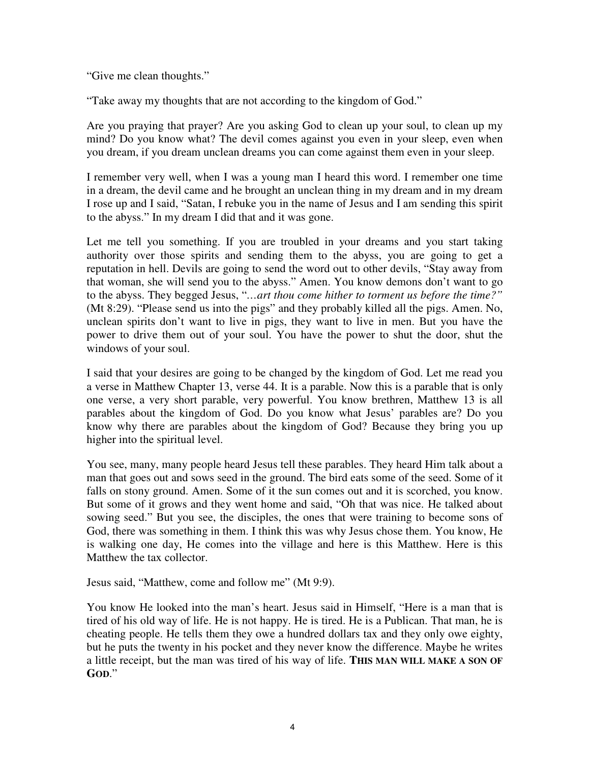"Give me clean thoughts."

"Take away my thoughts that are not according to the kingdom of God."

Are you praying that prayer? Are you asking God to clean up your soul, to clean up my mind? Do you know what? The devil comes against you even in your sleep, even when you dream, if you dream unclean dreams you can come against them even in your sleep.

I remember very well, when I was a young man I heard this word. I remember one time in a dream, the devil came and he brought an unclean thing in my dream and in my dream I rose up and I said, "Satan, I rebuke you in the name of Jesus and I am sending this spirit to the abyss." In my dream I did that and it was gone.

Let me tell you something. If you are troubled in your dreams and you start taking authority over those spirits and sending them to the abyss, you are going to get a reputation in hell. Devils are going to send the word out to other devils, "Stay away from that woman, she will send you to the abyss." Amen. You know demons don't want to go to the abyss. They begged Jesus, "*…art thou come hither to torment us before the time?"* (Mt 8:29). "Please send us into the pigs" and they probably killed all the pigs. Amen. No, unclean spirits don't want to live in pigs, they want to live in men. But you have the power to drive them out of your soul. You have the power to shut the door, shut the windows of your soul.

I said that your desires are going to be changed by the kingdom of God. Let me read you a verse in Matthew Chapter 13, verse 44. It is a parable. Now this is a parable that is only one verse, a very short parable, very powerful. You know brethren, Matthew 13 is all parables about the kingdom of God. Do you know what Jesus' parables are? Do you know why there are parables about the kingdom of God? Because they bring you up higher into the spiritual level.

You see, many, many people heard Jesus tell these parables. They heard Him talk about a man that goes out and sows seed in the ground. The bird eats some of the seed. Some of it falls on stony ground. Amen. Some of it the sun comes out and it is scorched, you know. But some of it grows and they went home and said, "Oh that was nice. He talked about sowing seed." But you see, the disciples, the ones that were training to become sons of God, there was something in them. I think this was why Jesus chose them. You know, He is walking one day, He comes into the village and here is this Matthew. Here is this Matthew the tax collector.

Jesus said, "Matthew, come and follow me" (Mt 9:9).

You know He looked into the man's heart. Jesus said in Himself, "Here is a man that is tired of his old way of life. He is not happy. He is tired. He is a Publican. That man, he is cheating people. He tells them they owe a hundred dollars tax and they only owe eighty, but he puts the twenty in his pocket and they never know the difference. Maybe he writes a little receipt, but the man was tired of his way of life. **THIS MAN WILL MAKE A SON OF GOD**."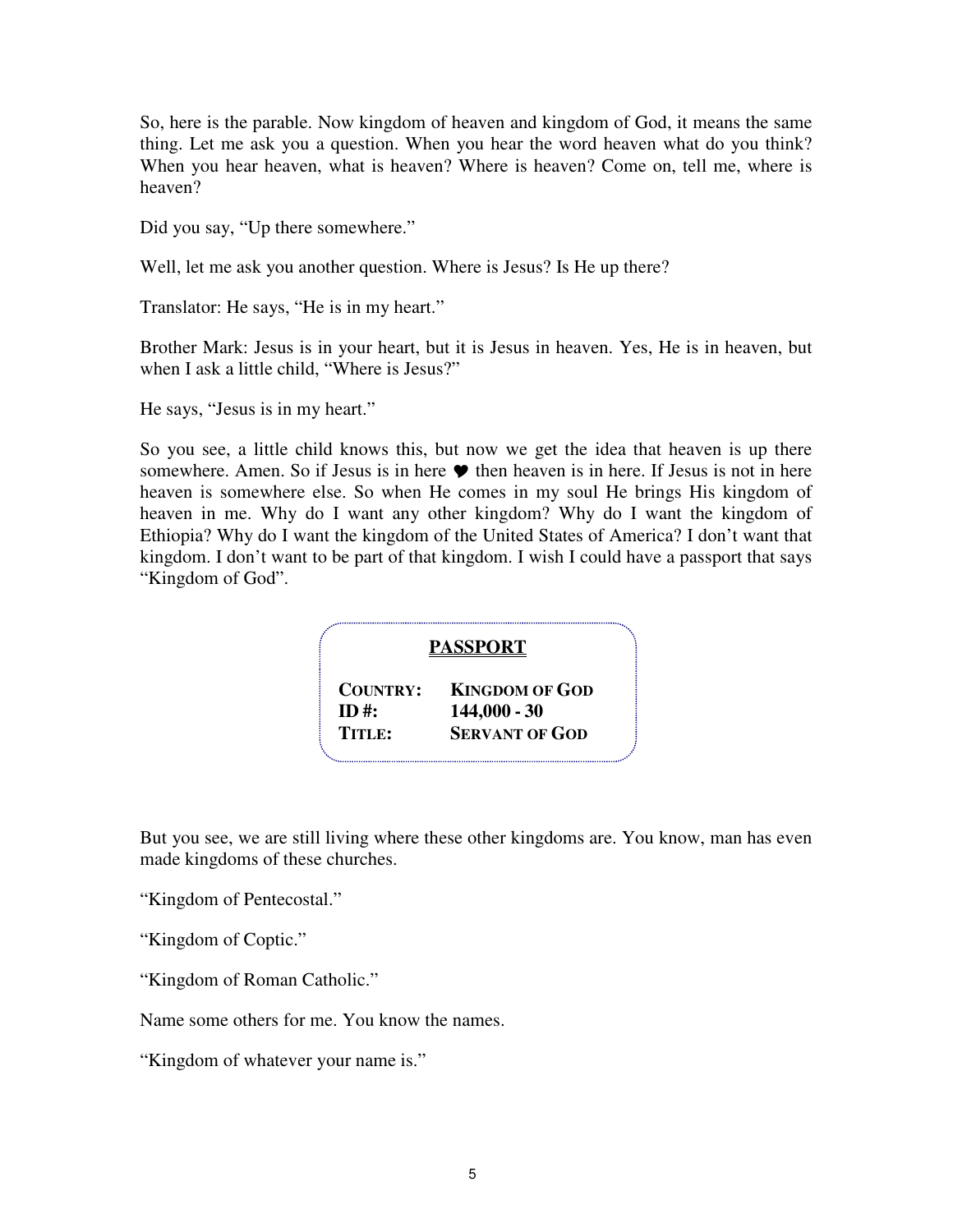So, here is the parable. Now kingdom of heaven and kingdom of God, it means the same thing. Let me ask you a question. When you hear the word heaven what do you think? When you hear heaven, what is heaven? Where is heaven? Come on, tell me, where is heaven?

Did you say, "Up there somewhere."

Well, let me ask you another question. Where is Jesus? Is He up there?

Translator: He says, "He is in my heart."

Brother Mark: Jesus is in your heart, but it is Jesus in heaven. Yes, He is in heaven, but when I ask a little child, "Where is Jesus?"

He says, "Jesus is in my heart."

So you see, a little child knows this, but now we get the idea that heaven is up there somewhere. Amen. So if Jesus is in here ❤ then heaven is in here. If Jesus is not in here heaven is somewhere else. So when He comes in my soul He brings His kingdom of heaven in me. Why do I want any other kingdom? Why do I want the kingdom of Ethiopia? Why do I want the kingdom of the United States of America? I don't want that kingdom. I don't want to be part of that kingdom. I wish I could have a passport that says "Kingdom of God".

**PASSPORT**

| | |
|---|---|
| **COUNTRY:** | **KINGDOM OF GOD** |
| **ID #:** | **144,000 - 30** |
| **TITLE:** | **SERVANT OF GOD** |

But you see, we are still living where these other kingdoms are. You know, man has even made kingdoms of these churches.

"Kingdom of Pentecostal."

"Kingdom of Coptic."

"Kingdom of Roman Catholic."

Name some others for me. You know the names.

"Kingdom of whatever your name is."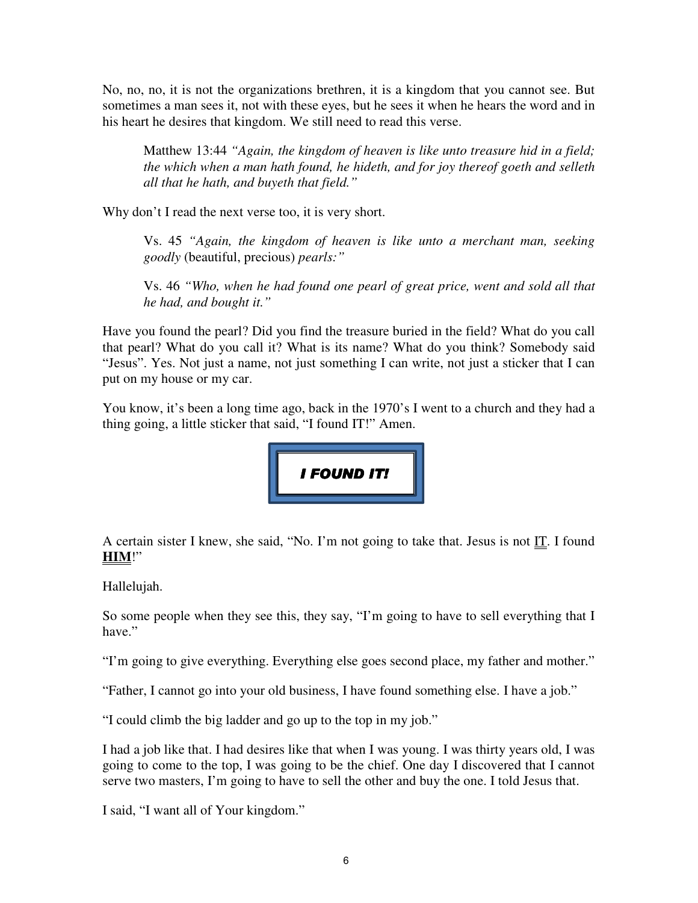No, no, no, it is not the organizations brethren, it is a kingdom that you cannot see. But sometimes a man sees it, not with these eyes, but he sees it when he hears the word and in his heart he desires that kingdom. We still need to read this verse.

> Matthew 13:44 *"Again, the kingdom of heaven is like unto treasure hid in a field; the which when a man hath found, he hideth, and for joy thereof goeth and selleth all that he hath, and buyeth that field."*

Why don't I read the next verse too, it is very short.

> Vs. 45 *"Again, the kingdom of heaven is like unto a merchant man, seeking goodly* (beautiful, precious) *pearls:"*

> Vs. 46 *"Who, when he had found one pearl of great price, went and sold all that he had, and bought it."*

Have you found the pearl? Did you find the treasure buried in the field? What do you call that pearl? What do you call it? What is its name? What do you think? Somebody said "Jesus". Yes. Not just a name, not just something I can write, not just a sticker that I can put on my house or my car.

You know, it's been a long time ago, back in the 1970's I went to a church and they had a thing going, a little sticker that said, "I found IT!" Amen.

***I FOUND IT!***

A certain sister I knew, she said, "No. I'm not going to take that. Jesus is not <u>IT</u>. I found <u>**HIM**</u>!"

Hallelujah.

So some people when they see this, they say, "I'm going to have to sell everything that I have."

"I'm going to give everything. Everything else goes second place, my father and mother."

"Father, I cannot go into your old business, I have found something else. I have a job."

"I could climb the big ladder and go up to the top in my job."

I had a job like that. I had desires like that when I was young. I was thirty years old, I was going to come to the top, I was going to be the chief. One day I discovered that I cannot serve two masters, I'm going to have to sell the other and buy the one. I told Jesus that.

I said, "I want all of Your kingdom."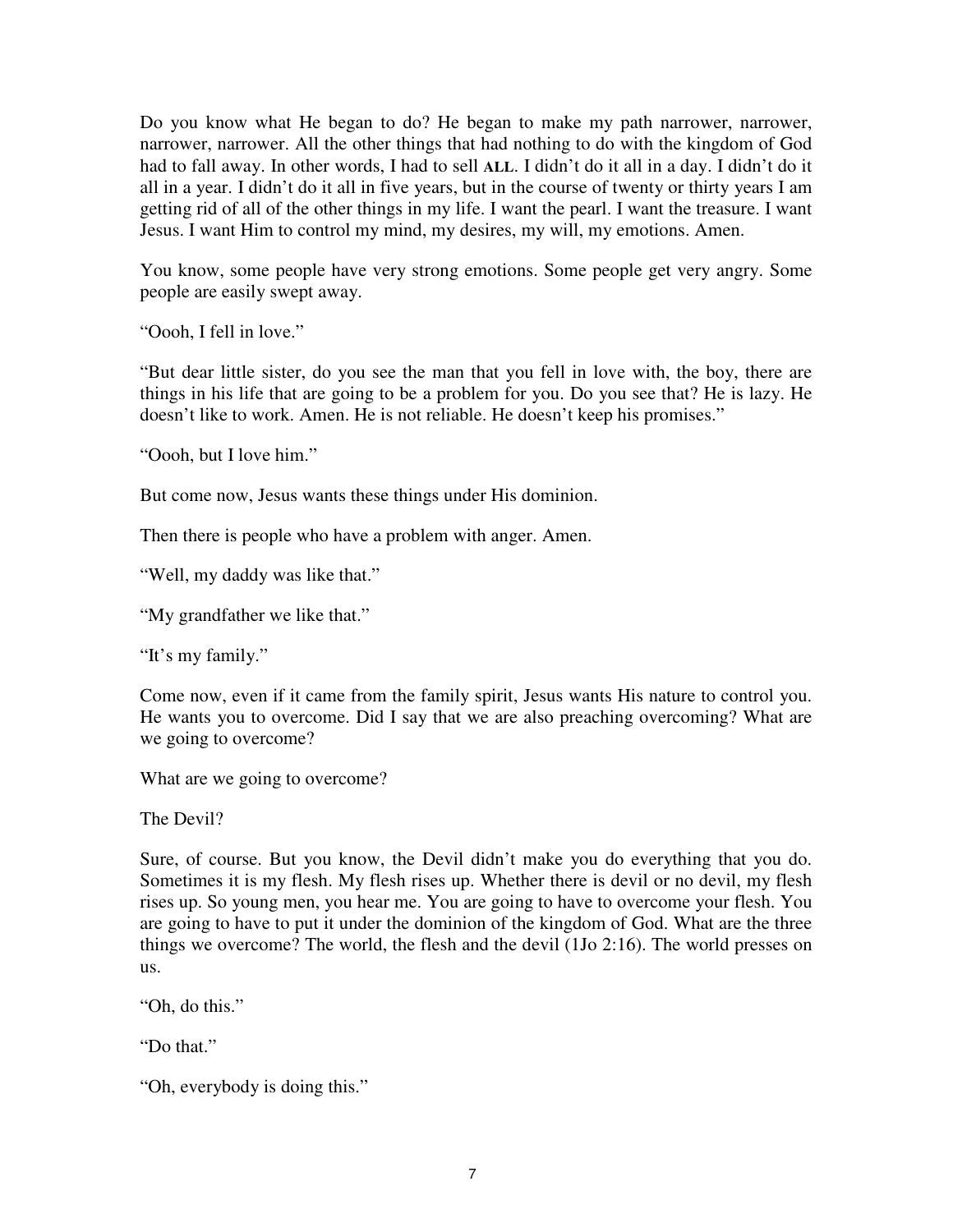Do you know what He began to do? He began to make my path narrower, narrower, narrower, narrower. All the other things that had nothing to do with the kingdom of God had to fall away. In other words, I had to sell **ALL**. I didn't do it all in a day. I didn't do it all in a year. I didn't do it all in five years, but in the course of twenty or thirty years I am getting rid of all of the other things in my life. I want the pearl. I want the treasure. I want Jesus. I want Him to control my mind, my desires, my will, my emotions. Amen.

You know, some people have very strong emotions. Some people get very angry. Some people are easily swept away.

"Oooh, I fell in love."

"But dear little sister, do you see the man that you fell in love with, the boy, there are things in his life that are going to be a problem for you. Do you see that? He is lazy. He doesn't like to work. Amen. He is not reliable. He doesn't keep his promises."

"Oooh, but I love him."

But come now, Jesus wants these things under His dominion.

Then there is people who have a problem with anger. Amen.

"Well, my daddy was like that."

"My grandfather we like that."

"It's my family."

Come now, even if it came from the family spirit, Jesus wants His nature to control you. He wants you to overcome. Did I say that we are also preaching overcoming? What are we going to overcome?

What are we going to overcome?

The Devil?

Sure, of course. But you know, the Devil didn't make you do everything that you do. Sometimes it is my flesh. My flesh rises up. Whether there is devil or no devil, my flesh rises up. So young men, you hear me. You are going to have to overcome your flesh. You are going to have to put it under the dominion of the kingdom of God. What are the three things we overcome? The world, the flesh and the devil (1Jo 2:16). The world presses on us.

"Oh, do this."

"Do that."

"Oh, everybody is doing this."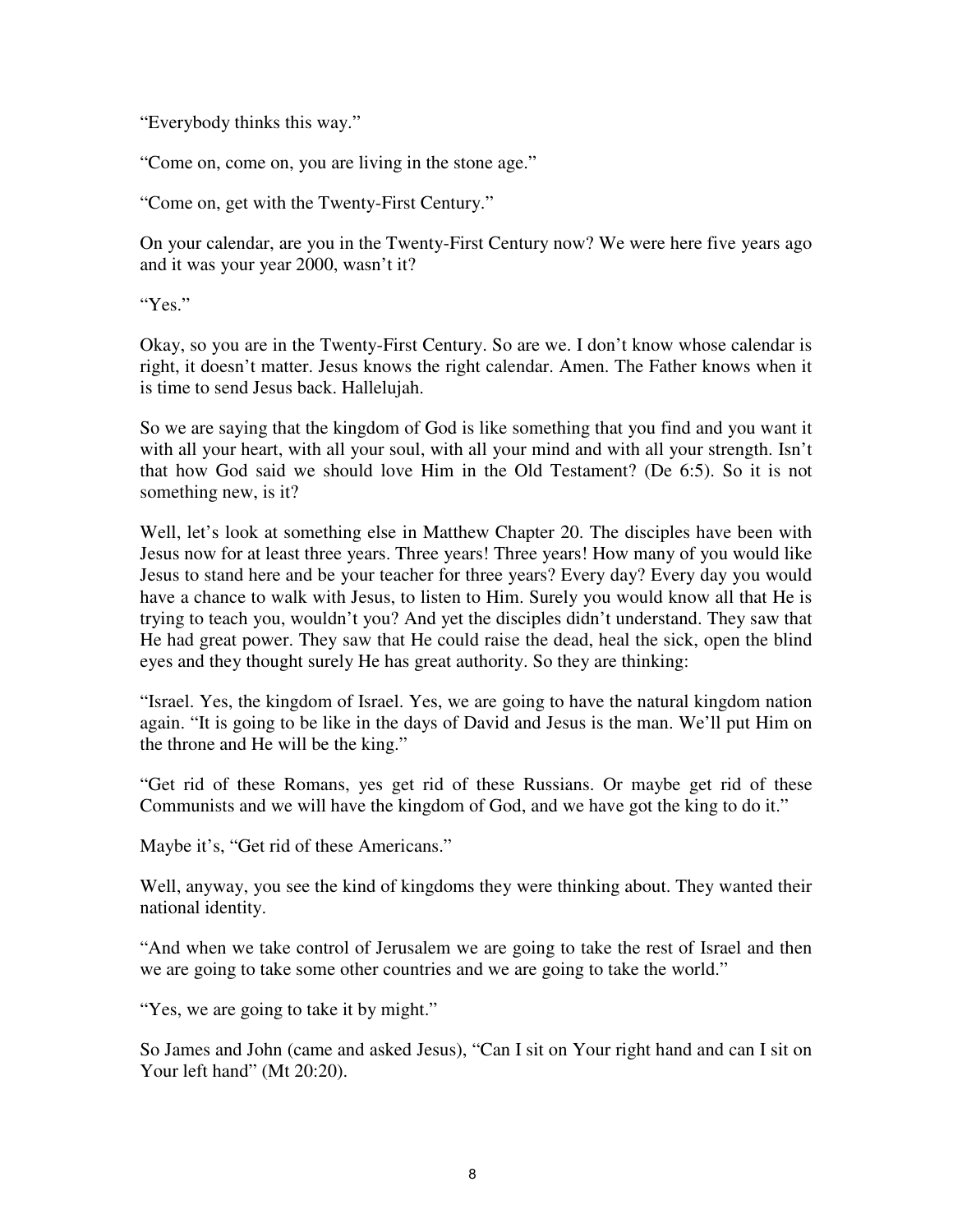"Everybody thinks this way."

"Come on, come on, you are living in the stone age."

"Come on, get with the Twenty-First Century."

On your calendar, are you in the Twenty-First Century now? We were here five years ago and it was your year 2000, wasn't it?

"Yes."

Okay, so you are in the Twenty-First Century. So are we. I don't know whose calendar is right, it doesn't matter. Jesus knows the right calendar. Amen. The Father knows when it is time to send Jesus back. Hallelujah.

So we are saying that the kingdom of God is like something that you find and you want it with all your heart, with all your soul, with all your mind and with all your strength. Isn't that how God said we should love Him in the Old Testament? (De 6:5). So it is not something new, is it?

Well, let's look at something else in Matthew Chapter 20. The disciples have been with Jesus now for at least three years. Three years! Three years! How many of you would like Jesus to stand here and be your teacher for three years? Every day? Every day you would have a chance to walk with Jesus, to listen to Him. Surely you would know all that He is trying to teach you, wouldn't you? And yet the disciples didn't understand. They saw that He had great power. They saw that He could raise the dead, heal the sick, open the blind eyes and they thought surely He has great authority. So they are thinking:

"Israel. Yes, the kingdom of Israel. Yes, we are going to have the natural kingdom nation again. "It is going to be like in the days of David and Jesus is the man. We'll put Him on the throne and He will be the king."

"Get rid of these Romans, yes get rid of these Russians. Or maybe get rid of these Communists and we will have the kingdom of God, and we have got the king to do it."

Maybe it's, "Get rid of these Americans."

Well, anyway, you see the kind of kingdoms they were thinking about. They wanted their national identity.

"And when we take control of Jerusalem we are going to take the rest of Israel and then we are going to take some other countries and we are going to take the world."

"Yes, we are going to take it by might."

So James and John (came and asked Jesus), "Can I sit on Your right hand and can I sit on Your left hand" (Mt 20:20).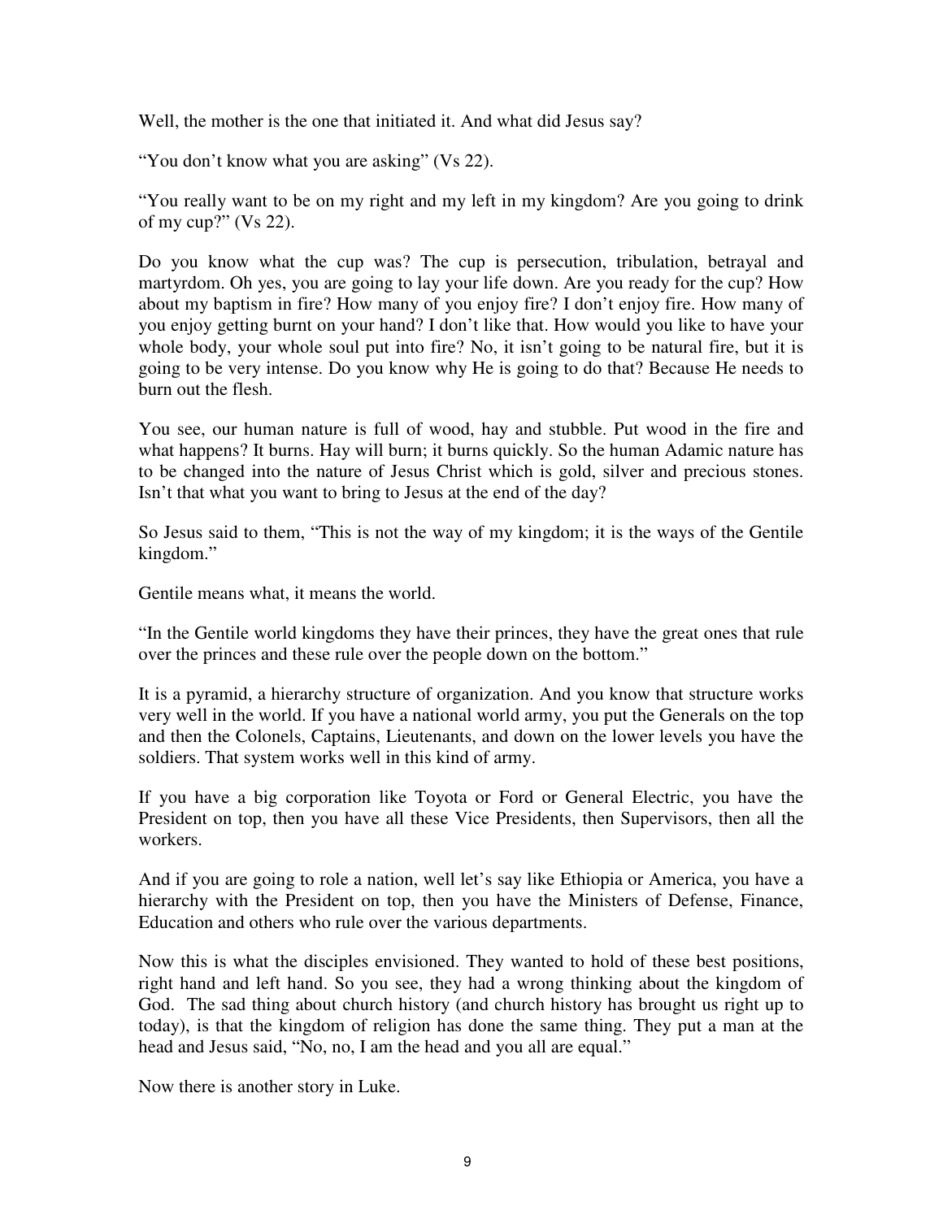Well, the mother is the one that initiated it. And what did Jesus say?

“You don’t know what you are asking” (Vs 22).

“You really want to be on my right and my left in my kingdom? Are you going to drink of my cup?” (Vs 22).

Do you know what the cup was? The cup is persecution, tribulation, betrayal and martyrdom. Oh yes, you are going to lay your life down. Are you ready for the cup? How about my baptism in fire? How many of you enjoy fire? I don’t enjoy fire. How many of you enjoy getting burnt on your hand? I don’t like that. How would you like to have your whole body, your whole soul put into fire? No, it isn’t going to be natural fire, but it is going to be very intense. Do you know why He is going to do that? Because He needs to burn out the flesh.

You see, our human nature is full of wood, hay and stubble. Put wood in the fire and what happens? It burns. Hay will burn; it burns quickly. So the human Adamic nature has to be changed into the nature of Jesus Christ which is gold, silver and precious stones. Isn’t that what you want to bring to Jesus at the end of the day?

So Jesus said to them, “This is not the way of my kingdom; it is the ways of the Gentile kingdom.”

Gentile means what, it means the world.

“In the Gentile world kingdoms they have their princes, they have the great ones that rule over the princes and these rule over the people down on the bottom.”

It is a pyramid, a hierarchy structure of organization. And you know that structure works very well in the world. If you have a national world army, you put the Generals on the top and then the Colonels, Captains, Lieutenants, and down on the lower levels you have the soldiers. That system works well in this kind of army.

If you have a big corporation like Toyota or Ford or General Electric, you have the President on top, then you have all these Vice Presidents, then Supervisors, then all the workers.

And if you are going to role a nation, well let’s say like Ethiopia or America, you have a hierarchy with the President on top, then you have the Ministers of Defense, Finance, Education and others who rule over the various departments.

Now this is what the disciples envisioned. They wanted to hold of these best positions, right hand and left hand. So you see, they had a wrong thinking about the kingdom of God. The sad thing about church history (and church history has brought us right up to today), is that the kingdom of religion has done the same thing. They put a man at the head and Jesus said, “No, no, I am the head and you all are equal.”

Now there is another story in Luke.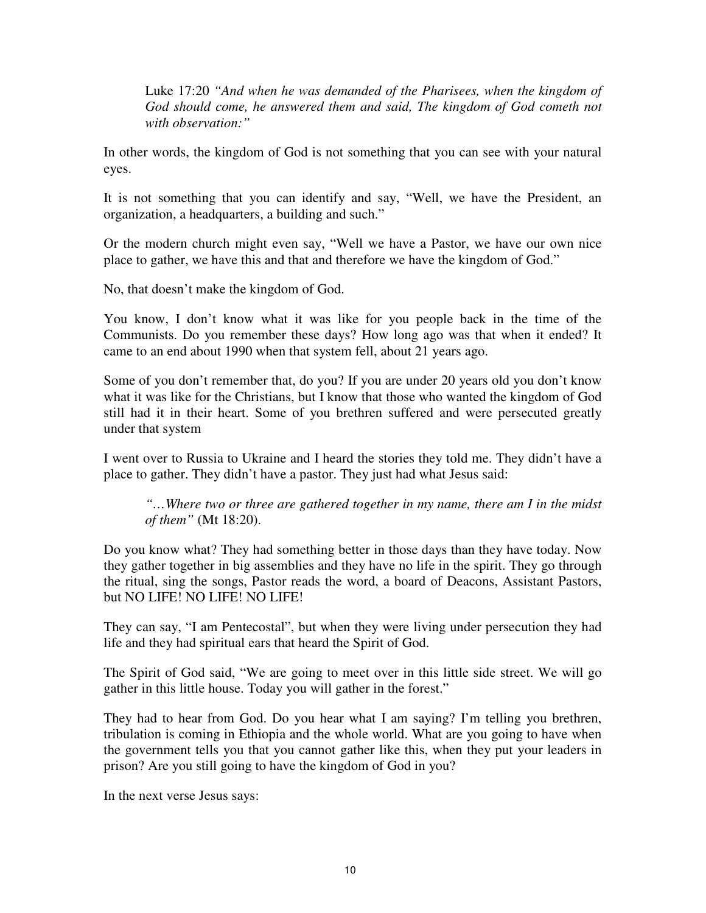> Luke 17:20 *"And when he was demanded of the Pharisees, when the kingdom of God should come, he answered them and said, The kingdom of God cometh not with observation:"*

In other words, the kingdom of God is not something that you can see with your natural eyes.

It is not something that you can identify and say, "Well, we have the President, an organization, a headquarters, a building and such."

Or the modern church might even say, "Well we have a Pastor, we have our own nice place to gather, we have this and that and therefore we have the kingdom of God."

No, that doesn't make the kingdom of God.

You know, I don't know what it was like for you people back in the time of the Communists. Do you remember these days? How long ago was that when it ended? It came to an end about 1990 when that system fell, about 21 years ago.

Some of you don't remember that, do you? If you are under 20 years old you don't know what it was like for the Christians, but I know that those who wanted the kingdom of God still had it in their heart. Some of you brethren suffered and were persecuted greatly under that system

I went over to Russia to Ukraine and I heard the stories they told me. They didn't have a place to gather. They didn't have a pastor. They just had what Jesus said:

> *"…Where two or three are gathered together in my name, there am I in the midst of them"* (Mt 18:20).

Do you know what? They had something better in those days than they have today. Now they gather together in big assemblies and they have no life in the spirit. They go through the ritual, sing the songs, Pastor reads the word, a board of Deacons, Assistant Pastors, but NO LIFE! NO LIFE! NO LIFE!

They can say, "I am Pentecostal", but when they were living under persecution they had life and they had spiritual ears that heard the Spirit of God.

The Spirit of God said, "We are going to meet over in this little side street. We will go gather in this little house. Today you will gather in the forest."

They had to hear from God. Do you hear what I am saying? I'm telling you brethren, tribulation is coming in Ethiopia and the whole world. What are you going to have when the government tells you that you cannot gather like this, when they put your leaders in prison? Are you still going to have the kingdom of God in you?

In the next verse Jesus says: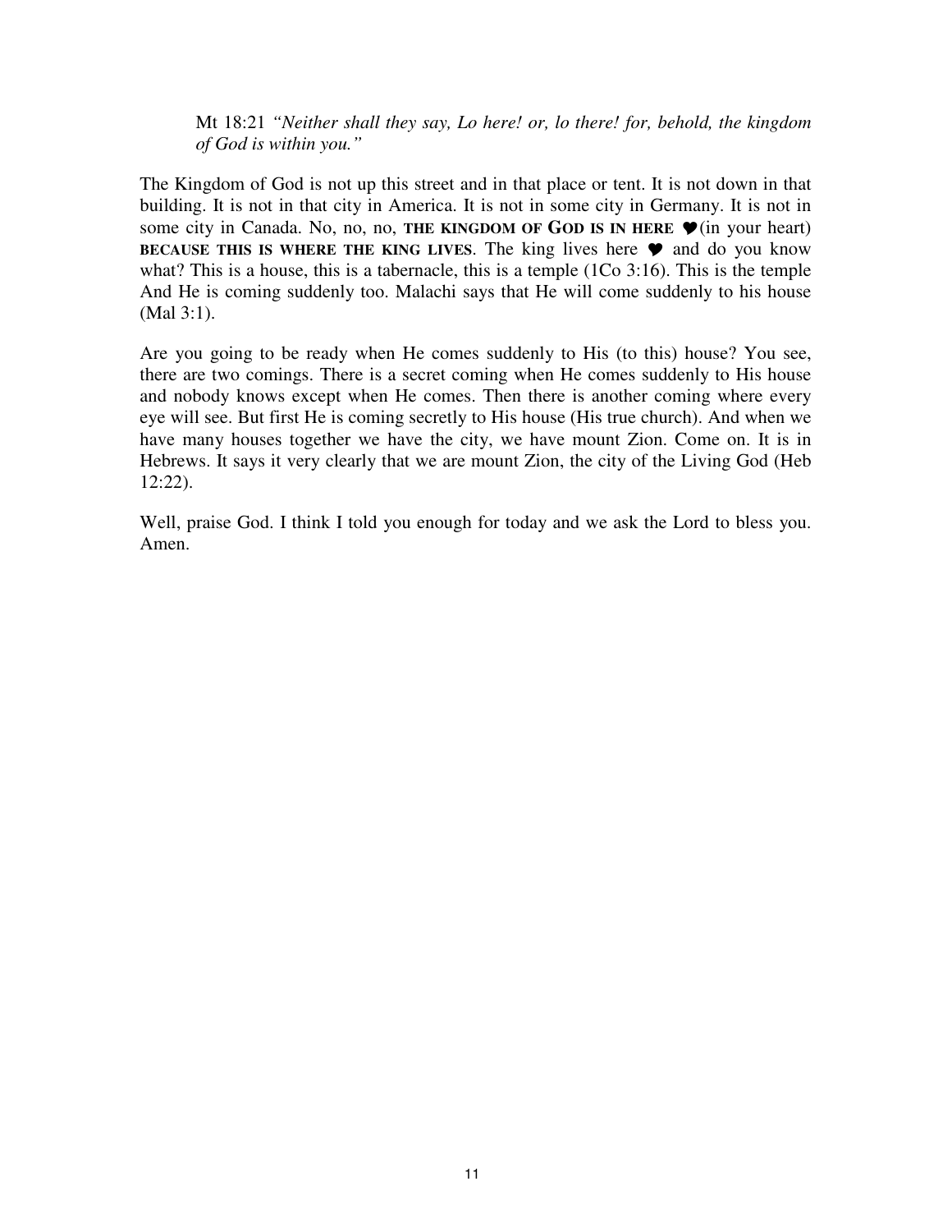> Mt 18:21 *"Neither shall they say, Lo here! or, lo there! for, behold, the kingdom of God is within you."*

The Kingdom of God is not up this street and in that place or tent. It is not down in that building. It is not in that city in America. It is not in some city in Germany. It is not in some city in Canada. No, no, no, **THE KINGDOM OF GOD IS IN HERE** ♥(in your heart) **BECAUSE THIS IS WHERE THE KING LIVES**. The king lives here ♥ and do you know what? This is a house, this is a tabernacle, this is a temple (1Co 3:16). This is the temple And He is coming suddenly too. Malachi says that He will come suddenly to his house (Mal 3:1).

Are you going to be ready when He comes suddenly to His (to this) house? You see, there are two comings. There is a secret coming when He comes suddenly to His house and nobody knows except when He comes. Then there is another coming where every eye will see. But first He is coming secretly to His house (His true church). And when we have many houses together we have the city, we have mount Zion. Come on. It is in Hebrews. It says it very clearly that we are mount Zion, the city of the Living God (Heb 12:22).

Well, praise God. I think I told you enough for today and we ask the Lord to bless you. Amen.